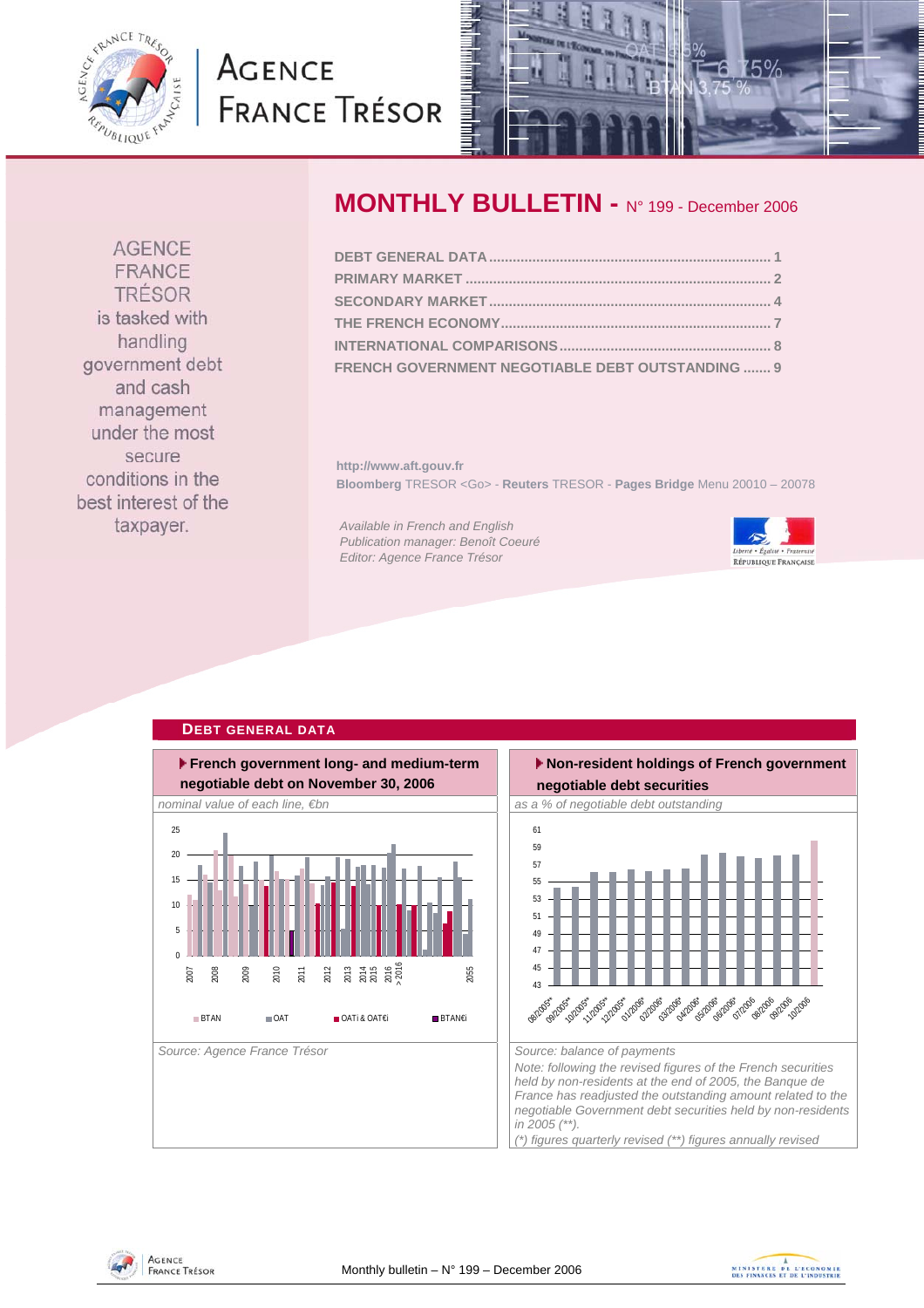# MONTHLY BULLETIN - N° 199 - December 2006

AGENCE FRANCE TRÉSOR is tasked with handling government debt and cash management under the most secure conditions in the best interest of the taxpayer.

| | |
|---|---|
| DEBT GENERAL DATA | 1 |
| PRIMARY MARKET | 2 |
| SECONDARY MARKET | 4 |
| THE FRENCH ECONOMY | 7 |
| INTERNATIONAL COMPARISONS | 8 |
| FRENCH GOVERNMENT NEGOTIABLE DEBT OUTSTANDING | 9 |

http://www.aft.gouv.fr

**Bloomberg** TRESOR <Go> - **Reuters** TRESOR - **Pages Bridge** Menu 20010 – 20078

*Available in French and English*
*Publication manager: Benoît Coeuré*
*Editor: Agence France Trésor*

## DEBT GENERAL DATA

### French government long- and medium-term negotiable debt on November 30, 2006

*nominal value of each line, €bn*

Legend: BTAN, OAT, OATi & OAT€i, BTAN€i

Source: Agence France Trésor

### Non-resident holdings of French government negotiable debt securities

*as a % of negotiable debt outstanding*

*Source: balance of payments*

*Note: following the revised figures of the French securities held by non-residents at the end of 2005, the Banque de France has readjusted the outstanding amount related to the negotiable Government debt securities held by non-residents in 2005 (\*\*).*

*(\*) figures quarterly revised (\*\*) figures annually revised*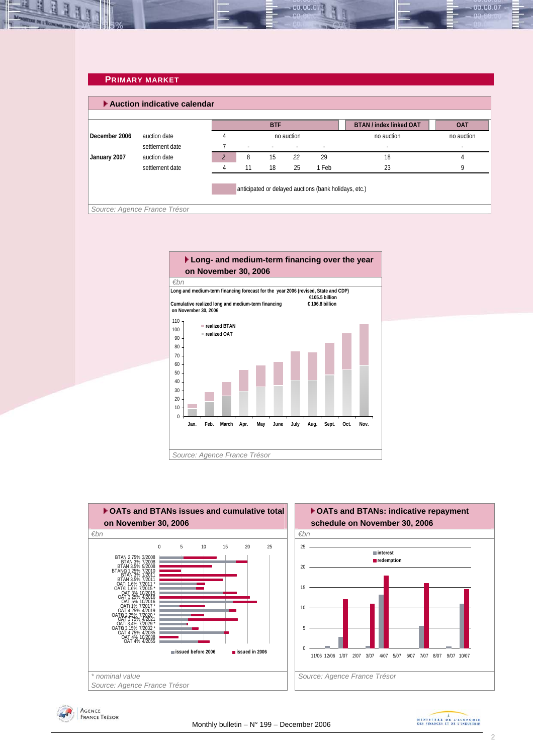## PRIMARY MARKET

### Auction indicative calendar

| | | BTF | | | | | BTAN / index linked OAT | OAT |
|---|---|---|---|---|---|---|---|---|
| December 2006 | auction date | 4 | no auction | | | | no auction | no auction |
| | settlement date | 7 | - | - | - | - | - | - |
| January 2007 | auction date | *2* | 8 | 15 | *22* | 29 | 18 | 4 |
| | settlement date | 4 | 11 | 18 | 25 | 1 Feb | 23 | 9 |

anticipated or delayed auctions (bank holidays, etc.)

*Source: Agence France Trésor*

### Long- and medium-term financing over the year on November 30, 2006

*€bn*

Long and medium-term financing forecast for the year 2006 (revised, State and CDP): €105.5 billion

Cumulative realized long and medium-term financing on November 30, 2006: € 106.8 billion

*Source: Agence France Trésor*

### OATs and BTANs issues and cumulative total on November 30, 2006

*€bn*

*\* nominal value*

*Source: Agence France Trésor*

### OATs and BTANs: indicative repayment schedule on November 30, 2006

*€bn*

*Source: Agence France Trésor*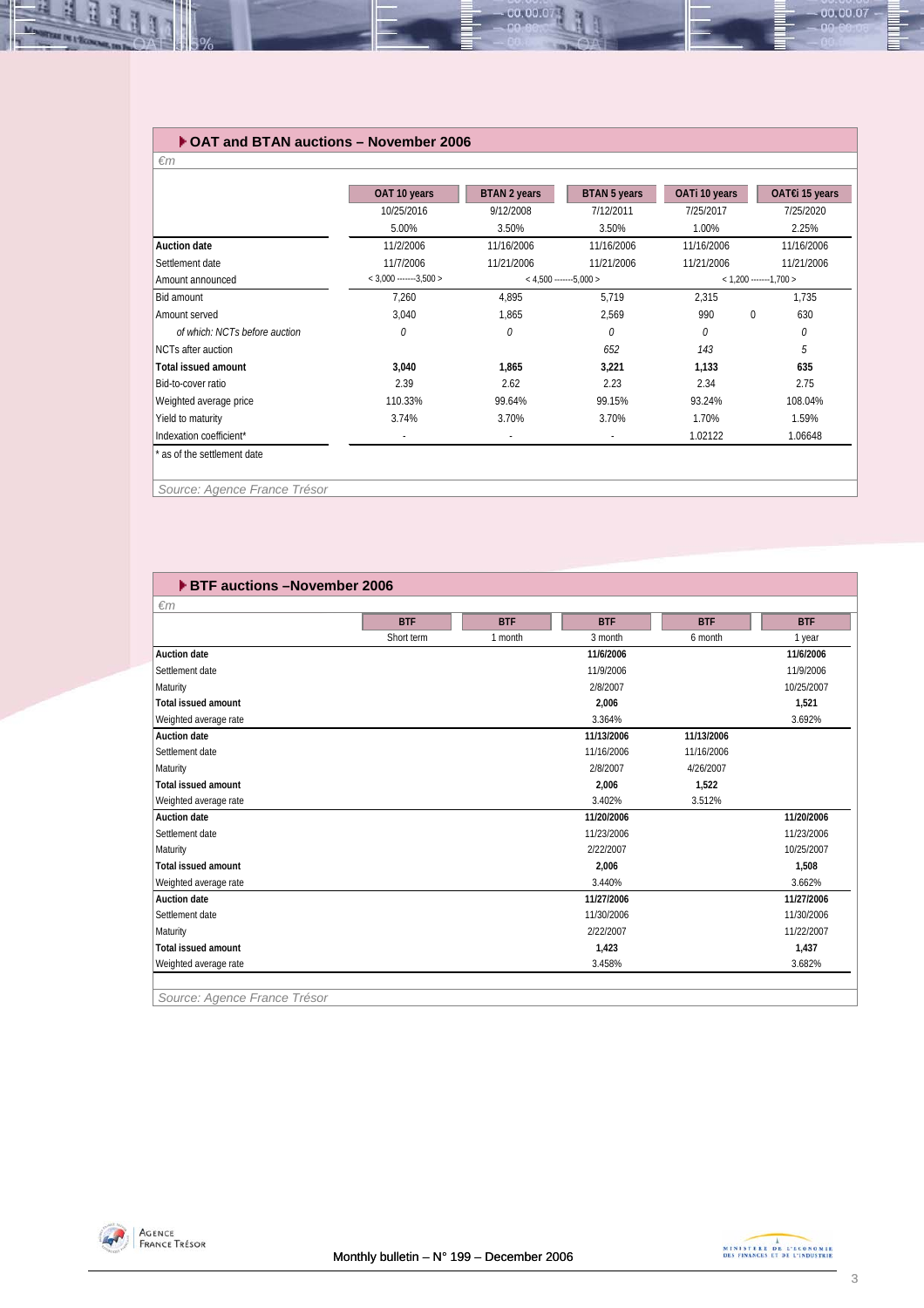## OAT and BTAN auctions – November 2006

*€m*

| | OAT 10 years | BTAN 2 years | BTAN 5 years | OATi 10 years | OAT€i 15 years |
|---|---|---|---|---|---|
| | 10/25/2016 | 9/12/2008 | 7/12/2011 | 7/25/2017 | 7/25/2020 |
| | 5.00% | 3.50% | 3.50% | 1.00% | 2.25% |
| **Auction date** | 11/2/2006 | 11/16/2006 | 11/16/2006 | 11/16/2006 | 11/16/2006 |
| Settlement date | 11/7/2006 | 11/21/2006 | 11/21/2006 | 11/21/2006 | 11/21/2006 |
| Amount announced | < 3,000 -------3,500 > | < 4,500 -------5,000 > | | < 1,200 -------1,700 > | |
| Bid amount | 7,260 | 4,895 | 5,719 | 2,315 | 1,735 |
| Amount served | 3,040 | 1,865 | 2,569 | 990 | 0 630 |
| *of which: NCTs before auction* | *0* | *0* | *0* | *0* | *0* |
| NCTs after auction | | | *652* | *143* | *5* |
| **Total issued amount** | **3,040** | **1,865** | **3,221** | **1,133** | **635** |
| Bid-to-cover ratio | 2.39 | 2.62 | 2.23 | 2.34 | 2.75 |
| Weighted average price | 110.33% | 99.64% | 99.15% | 93.24% | 108.04% |
| Yield to maturity | 3.74% | 3.70% | 3.70% | 1.70% | 1.59% |
| Indexation coefficient* | - | - | - | 1.02122 | 1.06648 |

\* as of the settlement date

*Source: Agence France Trésor*

## BTF auctions –November 2006

*€m*

| | BTF | BTF | BTF | BTF | BTF |
|---|---|---|---|---|---|
| | Short term | 1 month | 3 month | 6 month | 1 year |
| **Auction date** | | | **11/6/2006** | | **11/6/2006** |
| Settlement date | | | 11/9/2006 | | 11/9/2006 |
| Maturity | | | 2/8/2007 | | 10/25/2007 |
| **Total issued amount** | | | **2,006** | | **1,521** |
| Weighted average rate | | | 3.364% | | 3.692% |
| **Auction date** | | | **11/13/2006** | **11/13/2006** | |
| Settlement date | | | 11/16/2006 | 11/16/2006 | |
| Maturity | | | 2/8/2007 | 4/26/2007 | |
| **Total issued amount** | | | **2,006** | **1,522** | |
| Weighted average rate | | | 3.402% | 3.512% | |
| **Auction date** | | | **11/20/2006** | | **11/20/2006** |
| Settlement date | | | 11/23/2006 | | 11/23/2006 |
| Maturity | | | 2/22/2007 | | 10/25/2007 |
| **Total issued amount** | | | **2,006** | | **1,508** |
| Weighted average rate | | | 3.440% | | 3.662% |
| **Auction date** | | | **11/27/2006** | | **11/27/2006** |
| Settlement date | | | 11/30/2006 | | 11/30/2006 |
| Maturity | | | 2/22/2007 | | 11/22/2007 |
| **Total issued amount** | | | **1,423** | | **1,437** |
| Weighted average rate | | | 3.458% | | 3.682% |

*Source: Agence France Trésor*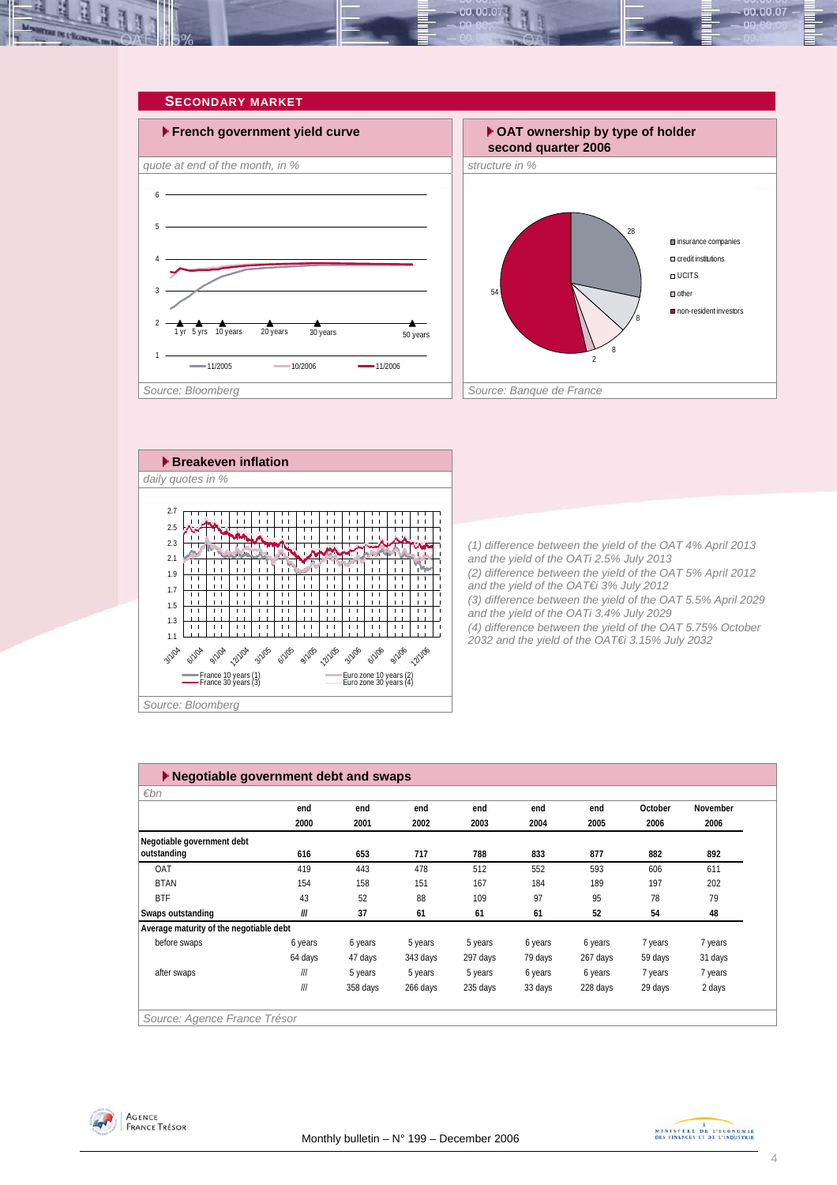## SECONDARY MARKET

### French government yield curve

*quote at end of the month, in %*

Source: Bloomberg

### OAT ownership by type of holder second quarter 2006

*structure in %*

Source: Banque de France

### Breakeven inflation

*daily quotes in %*

Source: Bloomberg

*(1) difference between the yield of the OAT 4% April 2013 and the yield of the OATi 2.5% July 2013*
*(2) difference between the yield of the OAT 5% April 2012 and the yield of the OAT€i 3% July 2012*
*(3) difference between the yield of the OAT 5.5% April 2029 and the yield of the OATi 3.4% July 2029*
*(4) difference between the yield of the OAT 5.75% October 2032 and the yield of the OAT€i 3.15% July 2032*

### Negotiable government debt and swaps

*€bn*

| | end 2000 | end 2001 | end 2002 | end 2003 | end 2004 | end 2005 | October 2006 | November 2006 |
|---|---|---|---|---|---|---|---|---|
| **Negotiable government debt outstanding** | **616** | **653** | **717** | **788** | **833** | **877** | **882** | **892** |
| OAT | 419 | 443 | 478 | 512 | 552 | 593 | 606 | 611 |
| BTAN | 154 | 158 | 151 | 167 | 184 | 189 | 197 | 202 |
| BTF | 43 | 52 | 88 | 109 | 97 | 95 | 78 | 79 |
| **Swaps outstanding** | **///** | **37** | **61** | **61** | **61** | **52** | **54** | **48** |
| **Average maturity of the negotiable debt** | | | | | | | | |
| before swaps | 6 years | 6 years | 5 years | 5 years | 6 years | 6 years | 7 years | 7 years |
| | 64 days | 47 days | 343 days | 297 days | 79 days | 267 days | 59 days | 31 days |
| after swaps | /// | 5 years | 5 years | 5 years | 6 years | 6 years | 7 years | 7 years |
| | /// | 358 days | 266 days | 235 days | 33 days | 228 days | 29 days | 2 days |

Source: Agence France Trésor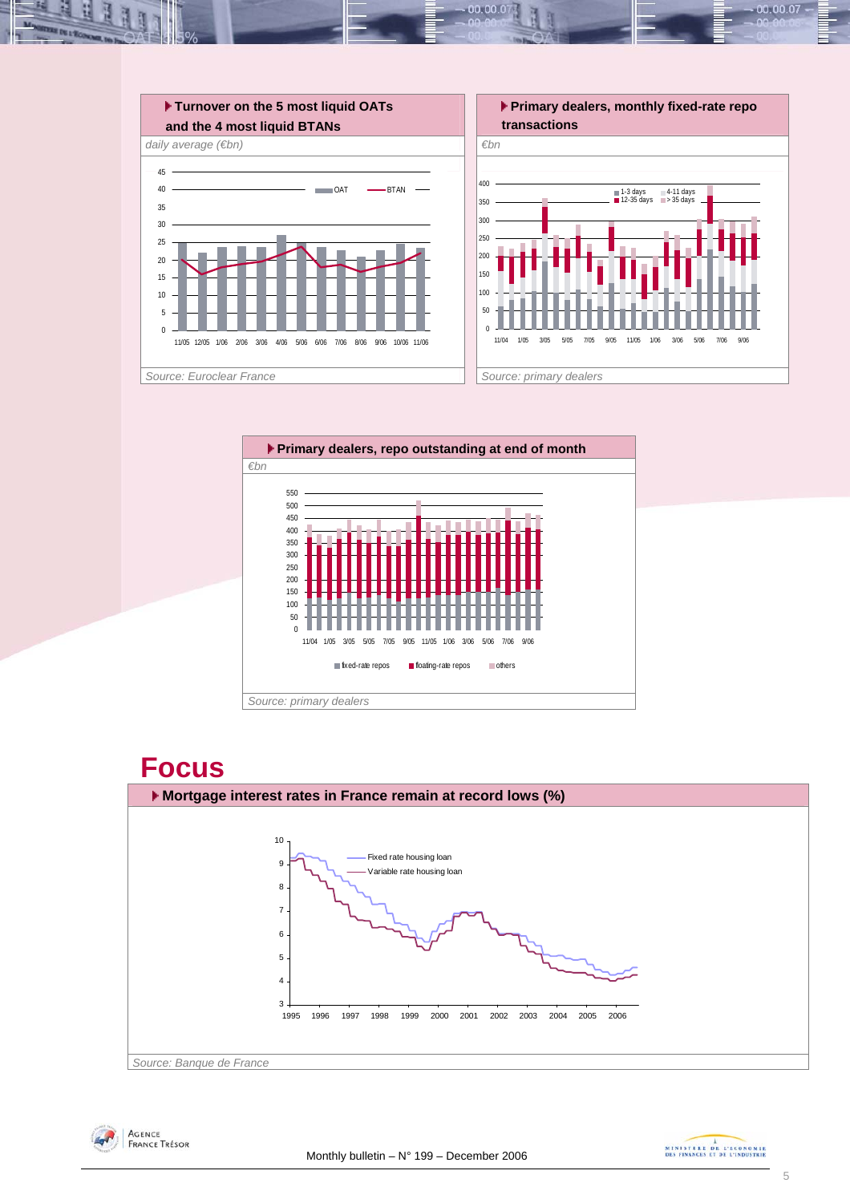### Turnover on the 5 most liquid OATs and the 4 most liquid BTANs

*daily average (€bn)*

*Source: Euroclear France*

### Primary dealers, monthly fixed-rate repo transactions

*€bn*

*Source: primary dealers*

### Primary dealers, repo outstanding at end of month

*€bn*

*Source: primary dealers*

# Focus

### Mortgage interest rates in France remain at record lows (%)

*Source: Banque de France*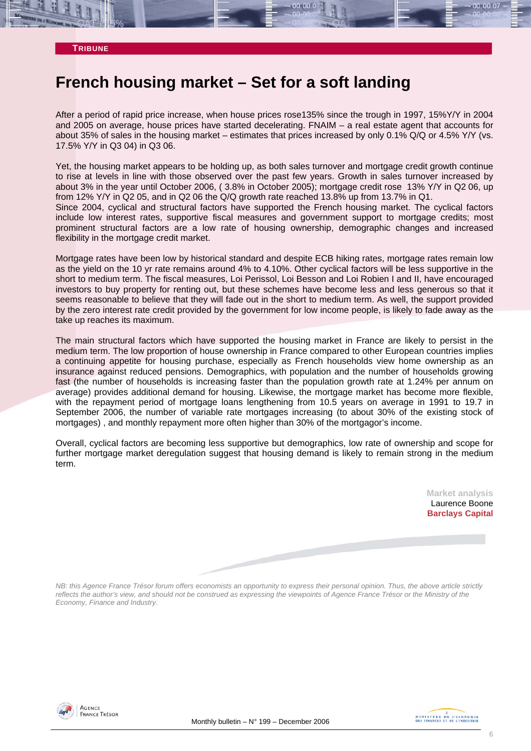**TRIBUNE**

# French housing market – Set for a soft landing

After a period of rapid price increase, when house prices rose135% since the trough in 1997, 15%Y/Y in 2004 and 2005 on average, house prices have started decelerating. FNAIM – a real estate agent that accounts for about 35% of sales in the housing market – estimates that prices increased by only 0.1% Q/Q or 4.5% Y/Y (vs. 17.5% Y/Y in Q3 04) in Q3 06.

Yet, the housing market appears to be holding up, as both sales turnover and mortgage credit growth continue to rise at levels in line with those observed over the past few years. Growth in sales turnover increased by about 3% in the year until October 2006, ( 3.8% in October 2005); mortgage credit rose 13% Y/Y in Q2 06, up from 12% Y/Y in Q2 05, and in Q2 06 the Q/Q growth rate reached 13.8% up from 13.7% in Q1.
Since 2004, cyclical and structural factors have supported the French housing market. The cyclical factors include low interest rates, supportive fiscal measures and government support to mortgage credits; most prominent structural factors are a low rate of housing ownership, demographic changes and increased flexibility in the mortgage credit market.

Mortgage rates have been low by historical standard and despite ECB hiking rates, mortgage rates remain low as the yield on the 10 yr rate remains around 4% to 4.10%. Other cyclical factors will be less supportive in the short to medium term. The fiscal measures, Loi Perissol, Loi Besson and Loi Robien I and II, have encouraged investors to buy property for renting out, but these schemes have become less and less generous so that it seems reasonable to believe that they will fade out in the short to medium term. As well, the support provided by the zero interest rate credit provided by the government for low income people, is likely to fade away as the take up reaches its maximum.

The main structural factors which have supported the housing market in France are likely to persist in the medium term. The low proportion of house ownership in France compared to other European countries implies a continuing appetite for housing purchase, especially as French households view home ownership as an insurance against reduced pensions. Demographics, with population and the number of households growing fast (the number of households is increasing faster than the population growth rate at 1.24% per annum on average) provides additional demand for housing. Likewise, the mortgage market has become more flexible, with the repayment period of mortgage loans lengthening from 10.5 years on average in 1991 to 19.7 in September 2006, the number of variable rate mortgages increasing (to about 30% of the existing stock of mortgages) , and monthly repayment more often higher than 30% of the mortgagor's income.

Overall, cyclical factors are becoming less supportive but demographics, low rate of ownership and scope for further mortgage market deregulation suggest that housing demand is likely to remain strong in the medium term.

**Market analysis**
Laurence Boone
**Barclays Capital**

*NB: this Agence France Trésor forum offers economists an opportunity to express their personal opinion. Thus, the above article strictly reflects the author's view, and should not be construed as expressing the viewpoints of Agence France Trésor or the Ministry of the Economy, Finance and Industry.*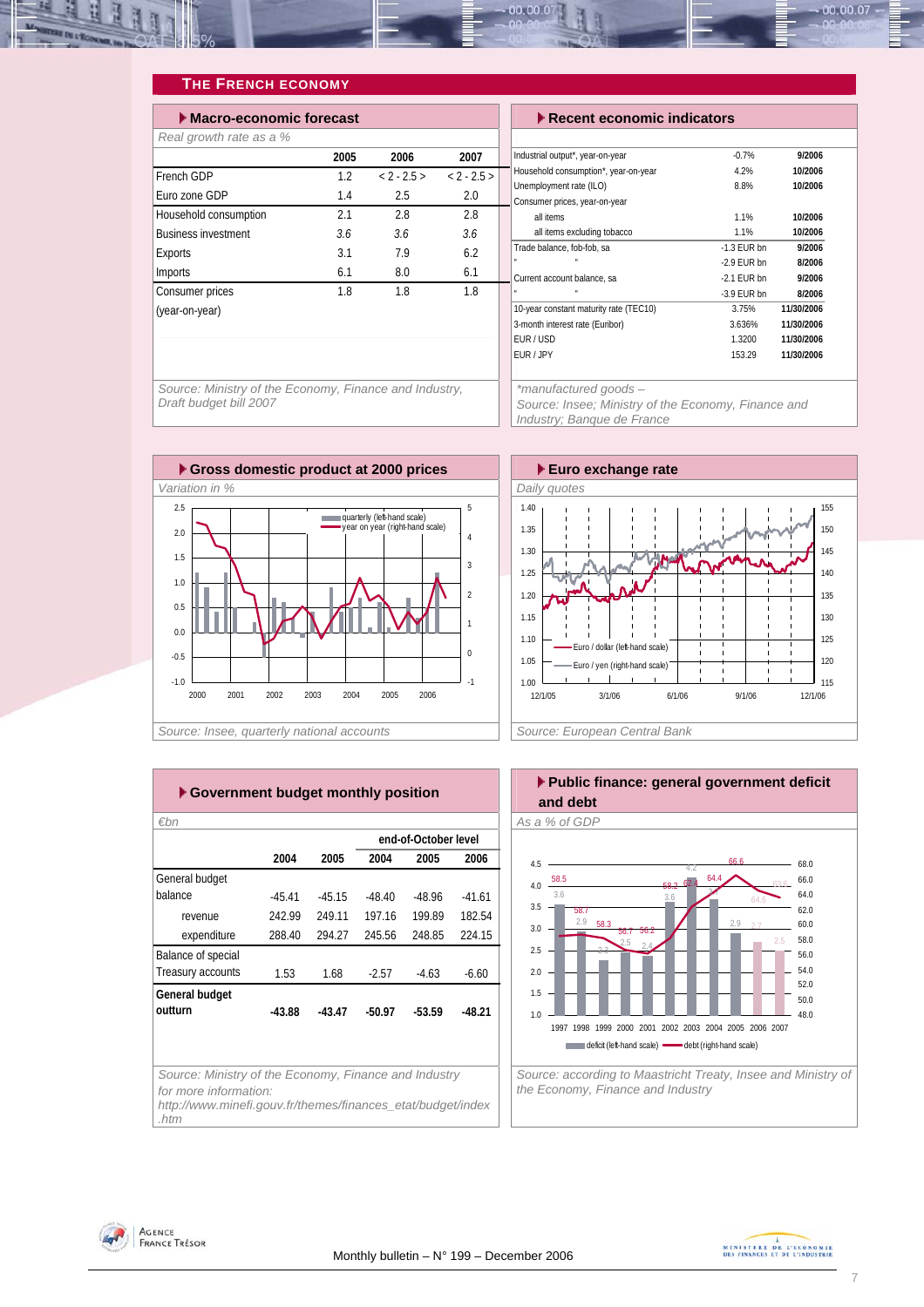## THE FRENCH ECONOMY

### Macro-economic forecast

*Real growth rate as a %*

| | 2005 | 2006 | 2007 |
|---|---|---|---|
| French GDP | 1.2 | < 2 - 2.5 > | < 2 - 2.5 > |
| Euro zone GDP | 1.4 | 2.5 | 2.0 |
| Household consumption | 2.1 | 2.8 | 2.8 |
| Business investment | *3.6* | *3.6* | *3.6* |
| Exports | 3.1 | 7.9 | 6.2 |
| Imports | 6.1 | 8.0 | 6.1 |
| Consumer prices (year-on-year) | 1.8 | 1.8 | 1.8 |

*Source: Ministry of the Economy, Finance and Industry, Draft budget bill 2007*

### Recent economic indicators

| | | |
|---|---|---|
| Industrial output*, year-on-year | -0.7% | 9/2006 |
| Household consumption*, year-on-year | 4.2% | 10/2006 |
| Unemployment rate (ILO) | 8.8% | 10/2006 |
| Consumer prices, year-on-year | | |
| all items | 1.1% | 10/2006 |
| all items excluding tobacco | 1.1% | 10/2006 |
| Trade balance, fob-fob, sa | -1.3 EUR bn | 9/2006 |
| " " | -2.9 EUR bn | 8/2006 |
| Current account balance, sa | -2.1 EUR bn | 9/2006 |
| " " | -3.9 EUR bn | 8/2006 |
| 10-year constant maturity rate (TEC10) | 3.75% | 11/30/2006 |
| 3-month interest rate (Euribor) | 3.636% | 11/30/2006 |
| EUR / USD | 1.3200 | 11/30/2006 |
| EUR / JPY | 153.29 | 11/30/2006 |

*\*manufactured goods –*
*Source: Insee; Ministry of the Economy, Finance and Industry; Banque de France*

### Gross domestic product at 2000 prices

*Variation in %*

*Source: Insee, quarterly national accounts*

### Euro exchange rate

*Daily quotes*

*Source: European Central Bank*

### Government budget monthly position

*€bn*

| | 2004 | 2005 | end-of-October level 2004 | 2005 | 2006 |
|---|---|---|---|---|---|
| General budget balance | -45.41 | -45.15 | -48.40 | -48.96 | -41.61 |
| revenue | 242.99 | 249.11 | 197.16 | 199.89 | 182.54 |
| expenditure | 288.40 | 294.27 | 245.56 | 248.85 | 224.15 |
| Balance of special Treasury accounts | 1.53 | 1.68 | -2.57 | -4.63 | -6.60 |
| **General budget outturn** | **-43.88** | **-43.47** | **-50.97** | **-53.59** | **-48.21** |

*Source: Ministry of the Economy, Finance and Industry for more information: http://www.minefi.gouv.fr/themes/finances_etat/budget/index.htm*

### Public finance: general government deficit and debt

*As a % of GDP*

| | 1997 | 1998 | 1999 | 2000 | 2001 | 2002 | 2003 | 2004 | 2005 | 2006 | 2007 |
|---|---|---|---|---|---|---|---|---|---|---|---|
| deficit (left-hand scale) | 3.6 | 2.9 | 2.2 | 2.5 | 2.4 | 3.6 | 4.2 | 3.7 | 2.9 | 2.7 | 2.6 |
| debt (right-hand scale) | 58.5 | 58.7 | 58.3 | 56.7 | 56.2 | 58.2 | 62.4 | 64.4 | 66.6 | 63.6 | 64.6 |

*Source: according to Maastricht Treaty, Insee and Ministry of the Economy, Finance and Industry*

Monthly bulletin – N° 199 – December 2006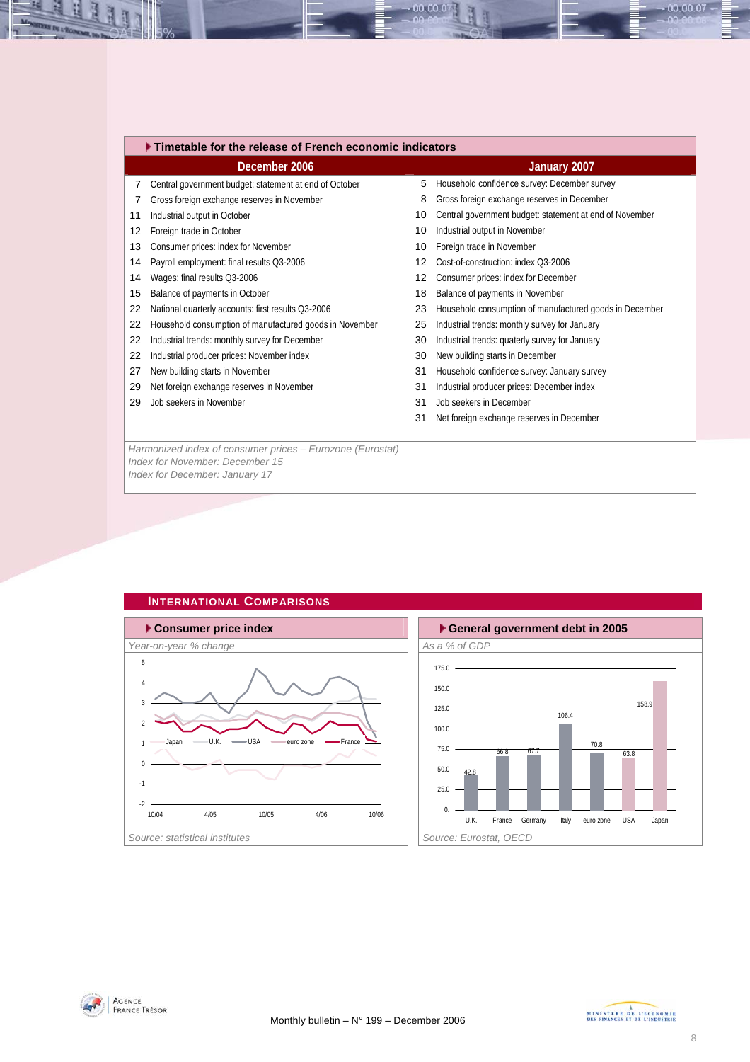## Timetable for the release of French economic indicators

| December 2006 | | January 2007 | |
|---|---|---|---|
| 7 | Central government budget: statement at end of October | 5 | Household confidence survey: December survey |
| 7 | Gross foreign exchange reserves in November | 8 | Gross foreign exchange reserves in December |
| 11 | Industrial output in October | 10 | Central government budget: statement at end of November |
| 12 | Foreign trade in October | 10 | Industrial output in November |
| 13 | Consumer prices: index for November | 10 | Foreign trade in November |
| 14 | Payroll employment: final results Q3-2006 | 12 | Cost-of-construction: index Q3-2006 |
| 14 | Wages: final results Q3-2006 | 12 | Consumer prices: index for December |
| 15 | Balance of payments in October | 18 | Balance of payments in November |
| 22 | National quarterly accounts: first results Q3-2006 | 23 | Household consumption of manufactured goods in December |
| 22 | Household consumption of manufactured goods in November | 25 | Industrial trends: monthly survey for January |
| 22 | Industrial trends: monthly survey for December | 30 | Industrial trends: quaterly survey for January |
| 22 | Industrial producer prices: November index | 30 | New building starts in December |
| 27 | New building starts in November | 31 | Household confidence survey: January survey |
| 29 | Net foreign exchange reserves in November | 31 | Industrial producer prices: December index |
| 29 | Job seekers in November | 31 | Job seekers in December |
| | | 31 | Net foreign exchange reserves in December |

*Harmonized index of consumer prices – Eurozone (Eurostat)*
*Index for November: December 15*
*Index for December: January 17*

## International Comparisons

### Consumer price index

*Year-on-year % change*

*Source: statistical institutes*

### General government debt in 2005

*As a % of GDP*

| U.K. | France | Germany | Italy | euro zone | USA | Japan |
|---|---|---|---|---|---|---|
| 42.8 | 66.8 | 67.7 | 106.4 | 70.8 | 63.8 | 158.9 |

*Source: Eurostat, OECD*

Monthly bulletin – N° 199 – December 2006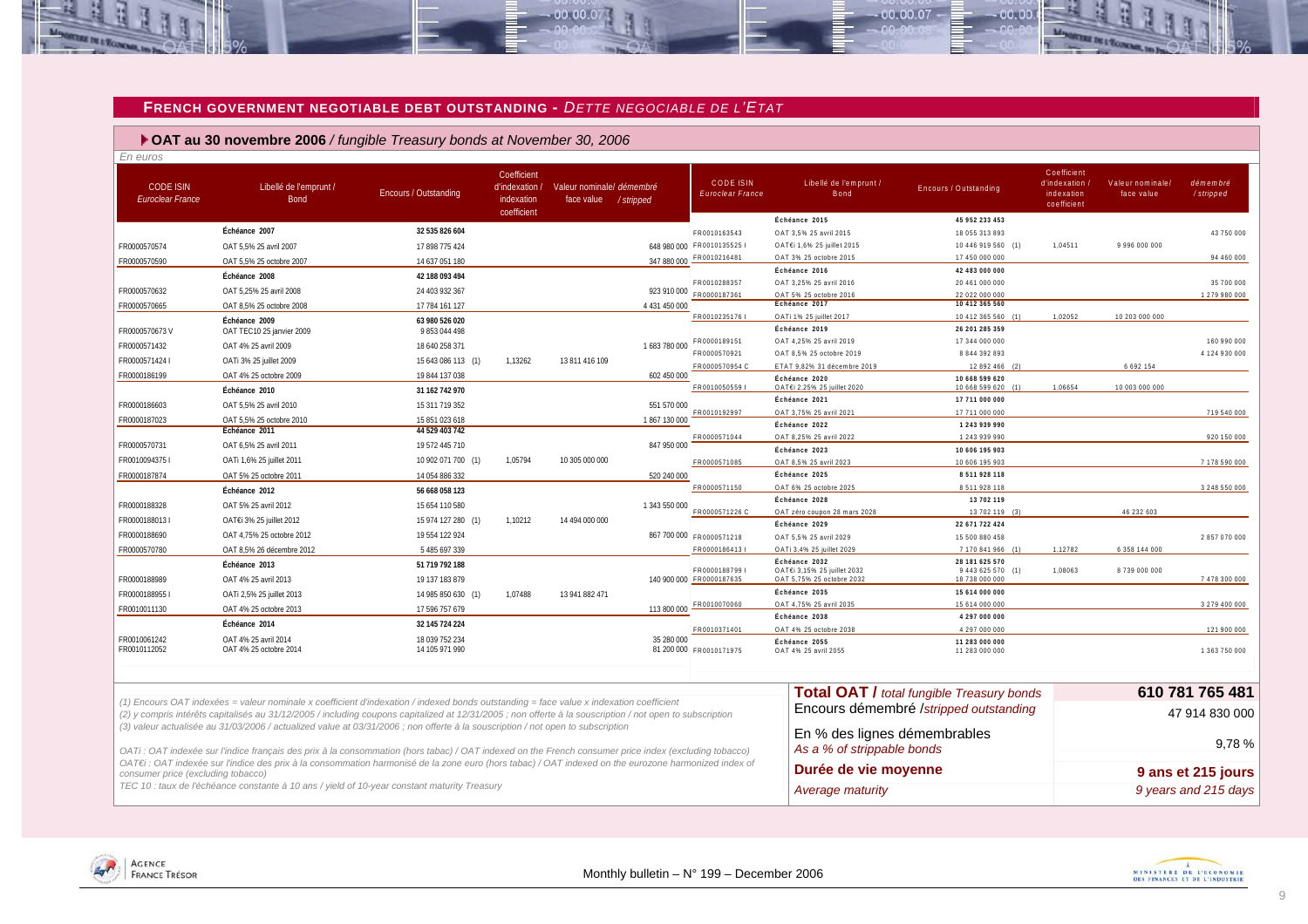## FRENCH GOVERNMENT NEGOTIABLE DEBT OUTSTANDING - *DETTE NEGOCIABLE DE L'ETAT*

### OAT au 30 novembre 2006 / *fungible Treasury bonds at November 30, 2006*

*En euros*

| CODE ISIN *Euroclear France* | Libellé de l'emprunt / Bond | Encours / Outstanding | Coefficient d'indexation / indexation coefficient | Valeur nominale/ face value | démembré / stripped |
|---|---|---|---|---|---|
| | **Échéance 2007** | **32 535 826 604** | | | |
| FR0000570574 | OAT 5,5% 25 avril 2007 | 17 898 775 424 | | | 648 980 000 |
| FR0000570590 | OAT 5,5% 25 octobre 2007 | 14 637 051 180 | | | 347 880 000 |
| | **Échéance 2008** | **42 188 093 494** | | | |
| FR0000570632 | OAT 5,25% 25 avril 2008 | 24 403 932 367 | | | 923 910 000 |
| FR0000570665 | OAT 8,5% 25 octobre 2008 | 17 784 161 127 | | | 4 431 450 000 |
| | **Échéance 2009** | **63 980 526 020** | | | |
| FR0000570673 V | OAT TEC10 25 janvier 2009 | 9 853 044 498 | | | |
| FR0000571432 | OAT 4% 25 avril 2009 | 18 640 258 371 | | | 1 683 780 000 |
| FR0000571424 I | OATi 3% 25 juillet 2009 | 15 643 086 113 (1) | 1,13262 | 13 811 416 109 | |
| FR0000186199 | OAT 4% 25 octobre 2009 | 19 844 137 038 | | | 602 450 000 |
| | **Échéance 2010** | **31 162 742 970** | | | |
| FR0000186603 | OAT 5,5% 25 avril 2010 | 15 311 719 352 | | | 551 570 000 |
| FR0000187023 | OAT 5,5% 25 octobre 2010 | 15 851 023 618 | | | 1 867 130 000 |
| | **Échéance 2011** | **44 529 403 742** | | | |
| FR0000570731 | OAT 6,5% 25 avril 2011 | 19 572 445 710 | | | 847 950 000 |
| FR0010094375 I | OATi 1,6% 25 juillet 2011 | 10 902 071 700 (1) | 1,05794 | 10 305 000 000 | |
| FR0000187874 | OAT 5% 25 octobre 2011 | 14 054 886 332 | | | 520 240 000 |
| | **Échéance 2012** | **56 668 058 123** | | | |
| FR0000188328 | OAT 5% 25 avril 2012 | 15 654 110 580 | | | 1 343 550 000 |
| FR0000188013 I | OAT€i 3% 25 juillet 2012 | 15 974 127 280 (1) | 1,10212 | 14 494 000 000 | |
| FR0000188690 | OAT 4,75% 25 octobre 2012 | 19 554 122 924 | | | 867 700 000 |
| FR0000570780 | OAT 8,5% 26 décembre 2012 | 5 485 697 339 | | | |
| | **Échéance 2013** | **51 719 792 188** | | | |
| FR0000188989 | OAT 4% 25 avril 2013 | 19 137 183 879 | | | 140 900 000 |
| FR0000188955 I | OATi 2,5% 25 juillet 2013 | 14 985 850 630 (1) | 1,07488 | 13 941 882 471 | |
| FR0010011130 | OAT 4% 25 octobre 2013 | 17 596 757 679 | | | 113 800 000 |
| | **Échéance 2014** | **32 145 724 224** | | | |
| FR0010061242 | OAT 4% 25 avril 2014 | 18 039 752 234 | | | 35 280 000 |
| FR0010112052 | OAT 4% 25 octobre 2014 | 14 105 971 990 | | | 81 200 000 |
| | **Échéance 2015** | **45 952 233 453** | | | |
| FR0010163543 | OAT 3,5% 25 avril 2015 | 18 055 313 893 | | | 43 750 000 |
| FR0010135525 I | OAT€i 1,6% 25 juillet 2015 | 10 446 919 560 (1) | 1,04511 | 9 996 000 000 | |
| FR0010216481 | OAT 3% 25 octobre 2015 | 17 450 000 000 | | | 94 460 000 |
| | **Échéance 2016** | **42 483 000 000** | | | |
| FR0010288357 | OAT 3,25% 25 avril 2016 | 20 461 000 000 | | | 35 700 000 |
| FR0000187361 | OAT 5% 25 octobre 2016 | 22 022 000 000 | | | 1 279 980 000 |
| | **Échéance 2017** | **10 412 365 560** | | | |
| FR0010235176 I | OATi 1% 25 juillet 2017 | 10 412 365 560 (1) | 1,02052 | 10 203 000 000 | |
| | **Échéance 2019** | **26 201 285 359** | | | |
| FR0000189151 | OAT 4,25% 25 avril 2019 | 17 344 000 000 | | | 160 990 000 |
| FR0000570921 | OAT 8,5% 25 octobre 2019 | 8 844 392 893 | | | 4 124 930 000 |
| FR0000570954 C | ETAT 9,82% 31 décembre 2019 | 12 892 466 (2) | | 6 692 154 | |
| | **Échéance 2020** | **10 668 599 620** | | | |
| FR0010050559 I | OAT€i 2,25% 25 juillet 2020 | 10 668 599 620 (1) | 1,06654 | 10 003 000 000 | |
| | **Échéance 2021** | **17 711 000 000** | | | |
| FR0010192997 | OAT 3,75% 25 avril 2021 | 17 711 000 000 | | | 719 540 000 |
| | **Échéance 2022** | **1 243 939 990** | | | |
| FR0000571044 | OAT 8,25% 25 avril 2022 | 1 243 939 990 | | | 920 150 000 |
| | **Échéance 2023** | **10 606 195 903** | | | |
| FR0000571085 | OAT 8,5% 25 avril 2023 | 10 606 195 903 | | | 7 178 590 000 |
| | **Échéance 2025** | **8 511 928 118** | | | |
| FR0000571150 | OAT 6% 25 octobre 2025 | 8 511 928 118 | | | 3 248 550 000 |
| | **Échéance 2028** | **13 702 119** | | | |
| FR0000571226 C | OAT zéro coupon 28 mars 2028 | 13 702 119 (3) | | 46 232 603 | |
| | **Échéance 2029** | **22 671 722 424** | | | |
| FR0000571218 | OAT 5,5% 25 avril 2029 | 15 500 880 458 | | | 2 857 070 000 |
| FR0000186413 I | OATi 3,4% 25 juillet 2029 | 7 170 841 966 (1) | 1,12782 | 6 358 144 000 | |
| | **Échéance 2032** | **28 181 625 570** | | | |
| FR0000188799 I | OAT€i 3,15% 25 juillet 2032 | 9 443 625 570 (1) | 1,08063 | 8 739 000 000 | |
| FR0000187635 | OAT 5,75% 25 octobre 2032 | 18 738 000 000 | | | 7 478 300 000 |
| | **Échéance 2035** | **15 614 000 000** | | | |
| FR0010070060 | OAT 4,75% 25 avril 2035 | 15 614 000 000 | | | 3 279 400 000 |
| | **Échéance 2038** | **4 297 000 000** | | | |
| FR0010371401 | OAT 4% 25 octobre 2038 | 4 297 000 000 | | | 121 900 000 |
| | **Échéance 2055** | **11 283 000 000** | | | |
| FR0010171975 | OAT 4% 25 avril 2055 | 11 283 000 000 | | | 1 363 750 000 |

| | |
|---|---|
| **Total OAT /** *total fungible Treasury bonds* | **610 781 765 481** |
| Encours démembré /*stripped outstanding* | 47 914 830 000 |
| En % des lignes démembrables / *As a % of strippable bonds* | 9,78 % |
| **Durée de vie moyenne** | **9 ans et 215 jours** |
| *Average maturity* | *9 years and 215 days* |

*(1) Encours OAT indexées = valeur nominale x coefficient d'indexation / indexed bonds outstanding = face value x indexation coefficient*

*(2) y compris intérêts capitalisés au 31/12/2005 / including coupons capitalized at 12/31/2005 ; non offerte à la souscription / not open to subscription*

*(3) valeur actualisée au 31/03/2006 / actualized value at 03/31/2006 ; non offerte à la souscription / not open to subscription*

*OATi : OAT indexée sur l'indice français des prix à la consommation (hors tabac) / OAT indexed on the French consumer price index (excluding tobacco)*

*OAT€i : OAT indexée sur l'indice des prix à la consommation harmonisé de la zone euro (hors tabac) / OAT indexed on the eurozone harmonized index of consumer price (excluding tobacco)*

*TEC 10 : taux de l'échéance constante à 10 ans / yield of 10-year constant maturity Treasury*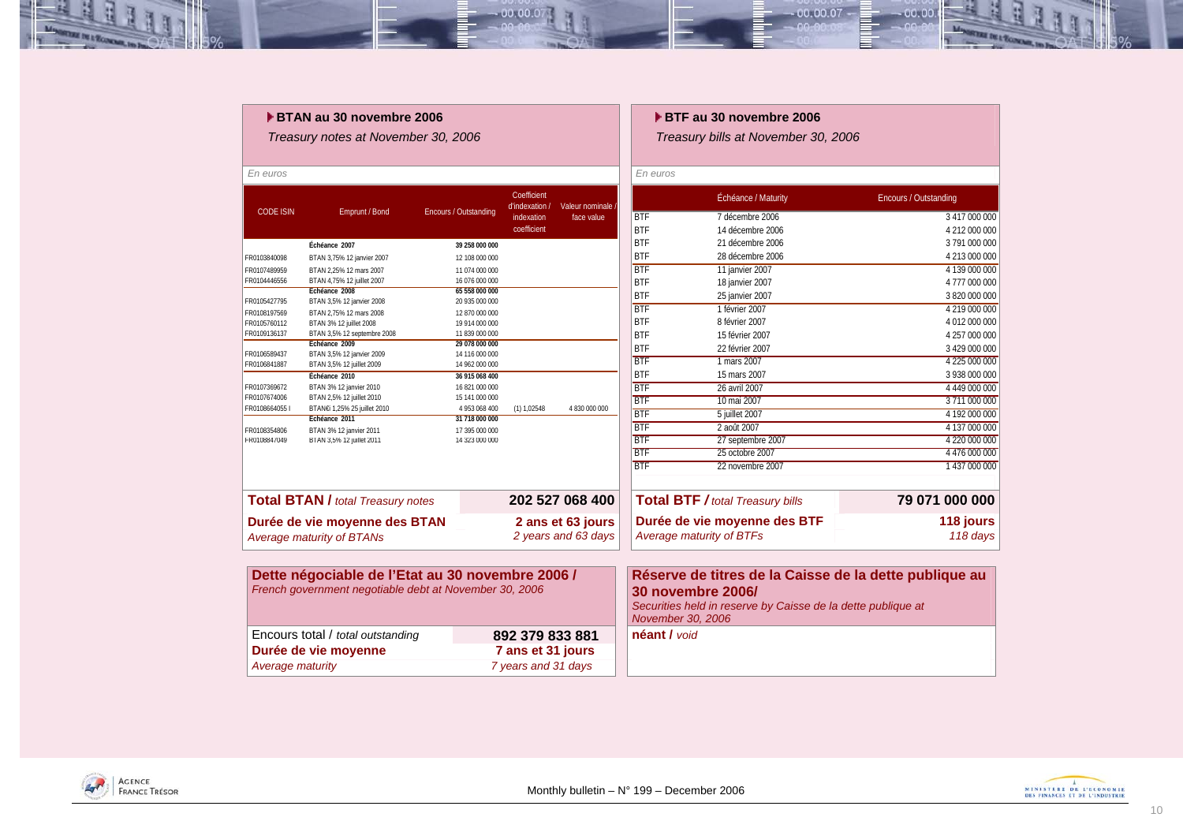## BTAN au 30 novembre 2006

*Treasury notes at November 30, 2006*

*En euros*

| CODE ISIN | Emprunt / Bond | Encours / Outstanding | Coefficient d'indexation / indexation coefficient | Valeur nominale / face value |
|---|---|---|---|---|
| | **Échéance 2007** | **39 258 000 000** | | |
| FR0103840098 | BTAN 3,75% 12 janvier 2007 | 12 108 000 000 | | |
| FR0107489959 | BTAN 2,25% 12 mars 2007 | 11 074 000 000 | | |
| FR0104446556 | BTAN 4,75% 12 juillet 2007 | 16 076 000 000 | | |
| | **Échéance 2008** | **65 558 000 000** | | |
| FR0105427795 | BTAN 3,5% 12 janvier 2008 | 20 935 000 000 | | |
| FR0108197569 | BTAN 2,75% 12 mars 2008 | 12 870 000 000 | | |
| FR0105760112 | BTAN 3% 12 juillet 2008 | 19 914 000 000 | | |
| FR0109136137 | BTAN 3,5% 12 septembre 2008 | 11 839 000 000 | | |
| | **Échéance 2009** | **29 078 000 000** | | |
| FR0106589437 | BTAN 3,5% 12 janvier 2009 | 14 116 000 000 | | |
| FR0106841887 | BTAN 3,5% 12 juillet 2009 | 14 962 000 000 | | |
| | **Échéance 2010** | **36 915 068 400** | | |
| FR0107369672 | BTAN 3% 12 janvier 2010 | 16 821 000 000 | | |
| FR0107674006 | BTAN 2,5% 12 juillet 2010 | 15 141 000 000 | | |
| FR0108664055 I | BTAN€i 1,25% 25 juillet 2010 | 4 953 068 400 | (1) 1,02548 | 4 830 000 000 |
| | **Échéance 2011** | **31 718 000 000** | | |
| FR0108354806 | BTAN 3% 12 janvier 2011 | 17 395 000 000 | | |
| FR0108847049 | BTAN 3,5% 12 juillet 2011 | 14 323 000 000 | | |

| | |
|---|---|
| **Total BTAN /** *total Treasury notes* | **202 527 068 400** |
| **Durée de vie moyenne des BTAN** | **2 ans et 63 jours** |
| *Average maturity of BTANs* | *2 years and 63 days* |

## BTF au 30 novembre 2006

*Treasury bills at November 30, 2006*

*En euros*

| | Échéance / Maturity | Encours / Outstanding |
|---|---|---|
| BTF | 7 décembre 2006 | 3 417 000 000 |
| BTF | 14 décembre 2006 | 4 212 000 000 |
| BTF | 21 décembre 2006 | 3 791 000 000 |
| BTF | 28 décembre 2006 | 4 213 000 000 |
| BTF | 11 janvier 2007 | 4 139 000 000 |
| BTF | 18 janvier 2007 | 4 777 000 000 |
| BTF | 25 janvier 2007 | 3 820 000 000 |
| BTF | 1 février 2007 | 4 219 000 000 |
| BTF | 8 février 2007 | 4 012 000 000 |
| BTF | 15 février 2007 | 4 257 000 000 |
| BTF | 22 février 2007 | 3 429 000 000 |
| BTF | 1 mars 2007 | 4 225 000 000 |
| BTF | 15 mars 2007 | 3 938 000 000 |
| BTF | 26 avril 2007 | 4 449 000 000 |
| BTF | 10 mai 2007 | 3 711 000 000 |
| BTF | 5 juillet 2007 | 4 192 000 000 |
| BTF | 2 août 2007 | 4 137 000 000 |
| BTF | 27 septembre 2007 | 4 220 000 000 |
| BTF | 25 octobre 2007 | 4 476 000 000 |
| BTF | 22 novembre 2007 | 1 437 000 000 |

| | |
|---|---|
| **Total BTF /** *total Treasury bills* | **79 071 000 000** |
| **Durée de vie moyenne des BTF** | **118 jours** |
| *Average maturity of BTFs* | *118 days* |

## Dette négociable de l'Etat au 30 novembre 2006 /

*French government negotiable debt at November 30, 2006*

| | |
|---|---|
| Encours total / *total outstanding* | **892 379 833 881** |
| **Durée de vie moyenne** | **7 ans et 31 jours** |
| *Average maturity* | *7 years and 31 days* |

## Réserve de titres de la Caisse de la dette publique au 30 novembre 2006/

*Securities held in reserve by Caisse de la dette publique at November 30, 2006*

**néant /** *void*

Monthly bulletin – N° 199 – December 2006